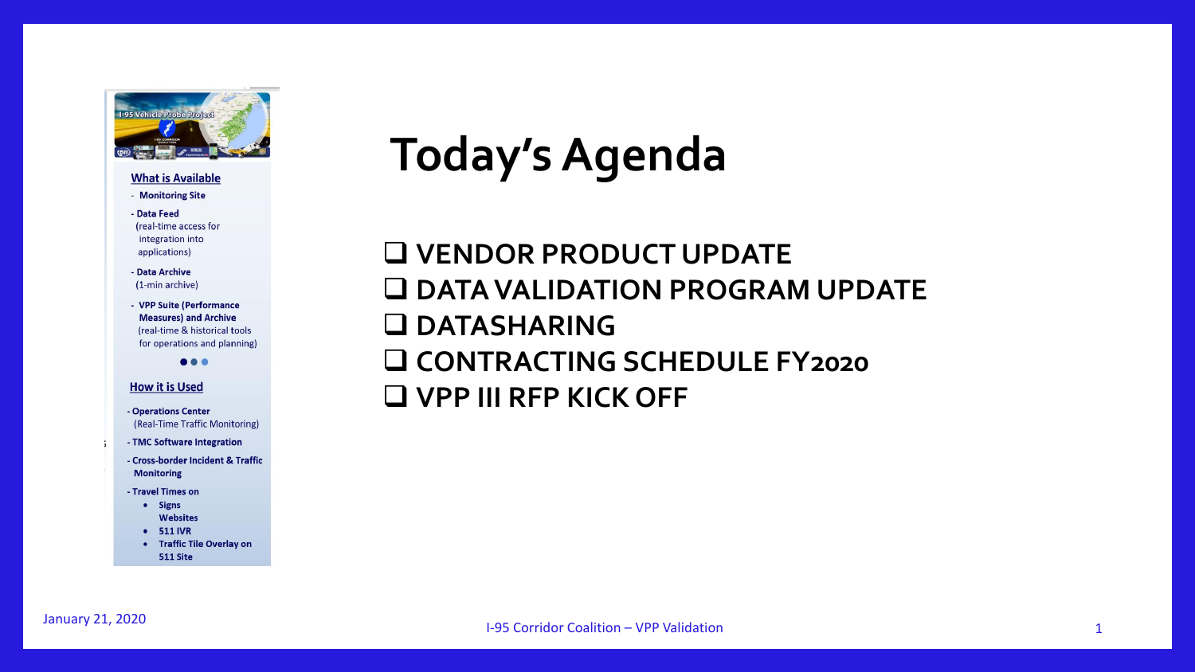# Today's Agenda

- ❑ VENDOR PRODUCT UPDATE
- ❑ DATA VALIDATION PROGRAM UPDATE
- ❑ DATASHARING
- ❑ CONTRACTING SCHEDULE FY2020
- ❑ VPP III RFP KICK OFF

I-95 Vehicle Probe Project

**What is Available**

- Monitoring Site
- Data Feed (real-time access for integration into applications)
- Data Archive (1-min archive)
- VPP Suite (Performance Measures) and Archive (real-time & historical tools for operations and planning)

**How it is Used**

- Operations Center (Real-Time Traffic Monitoring)
- TMC Software Integration
- Cross-border Incident & Traffic Monitoring
- Travel Times on
  - Signs
    Websites
  - 511 IVR
  - Traffic Tile Overlay on 511 Site

January 21, 2020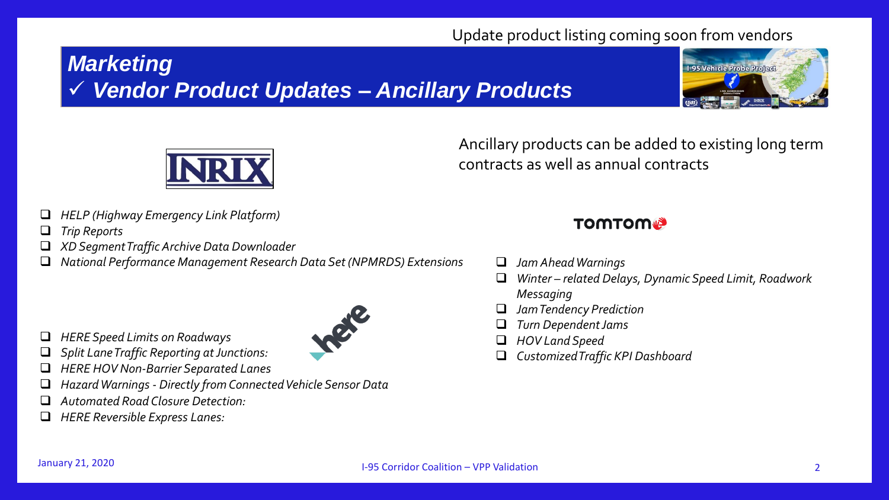Update product listing coming soon from vendors

# Marketing

## ✓ Vendor Product Updates – Ancillary Products

Ancillary products can be added to existing long term contracts as well as annual contracts

**INRIX**

- *HELP (Highway Emergency Link Platform)*
- *Trip Reports*
- *XD Segment Traffic Archive Data Downloader*
- *National Performance Management Research Data Set (NPMRDS) Extensions*

**here**

- *HERE Speed Limits on Roadways*
- *Split Lane Traffic Reporting at Junctions:*
- *HERE HOV Non-Barrier Separated Lanes*
- *Hazard Warnings - Directly from Connected Vehicle Sensor Data*
- *Automated Road Closure Detection:*
- *HERE Reversible Express Lanes:*

**TOMTOM**

- *Jam Ahead Warnings*
- *Winter – related Delays, Dynamic Speed Limit, Roadwork Messaging*
- *Jam Tendency Prediction*
- *Turn Dependent Jams*
- *HOV Land Speed*
- *Customized Traffic KPI Dashboard*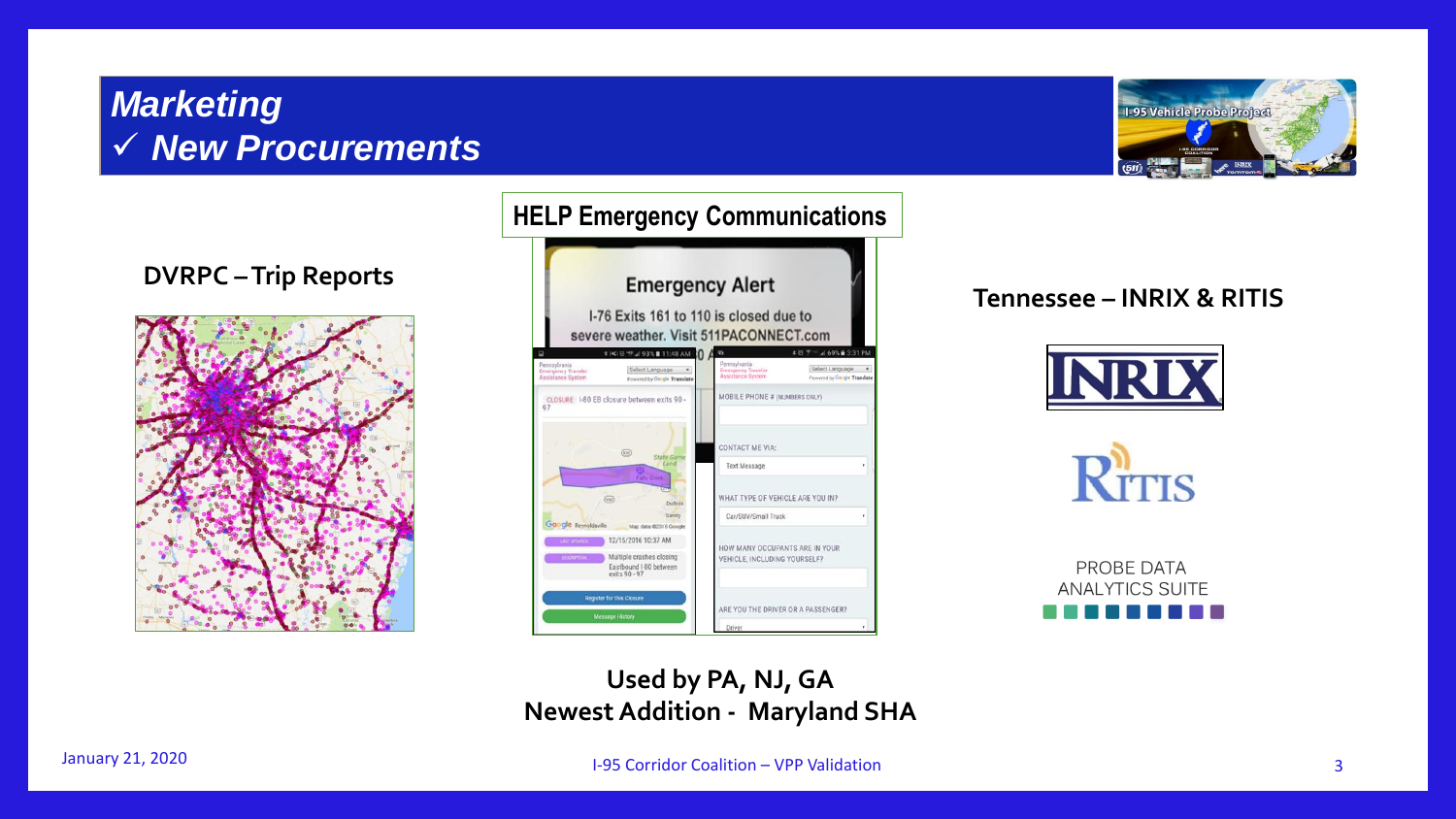# Marketing

## ✓ New Procurements

**DVRPC – Trip Reports**

**HELP Emergency Communications**

**Tennessee – INRIX & RITIS**

**Used by PA, NJ, GA**
**Newest Addition - Maryland SHA**

January 21, 2020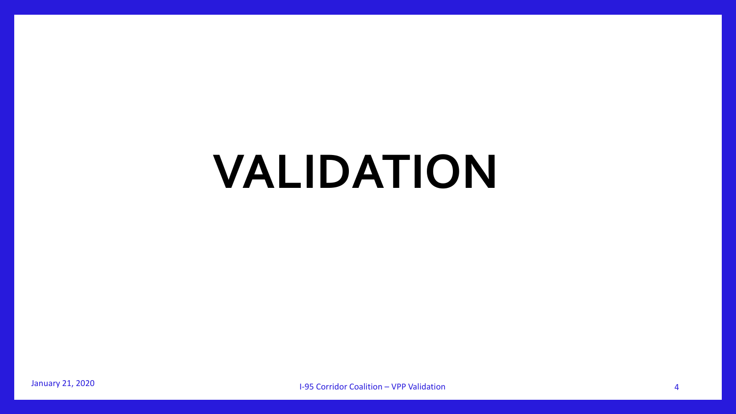# VALIDATION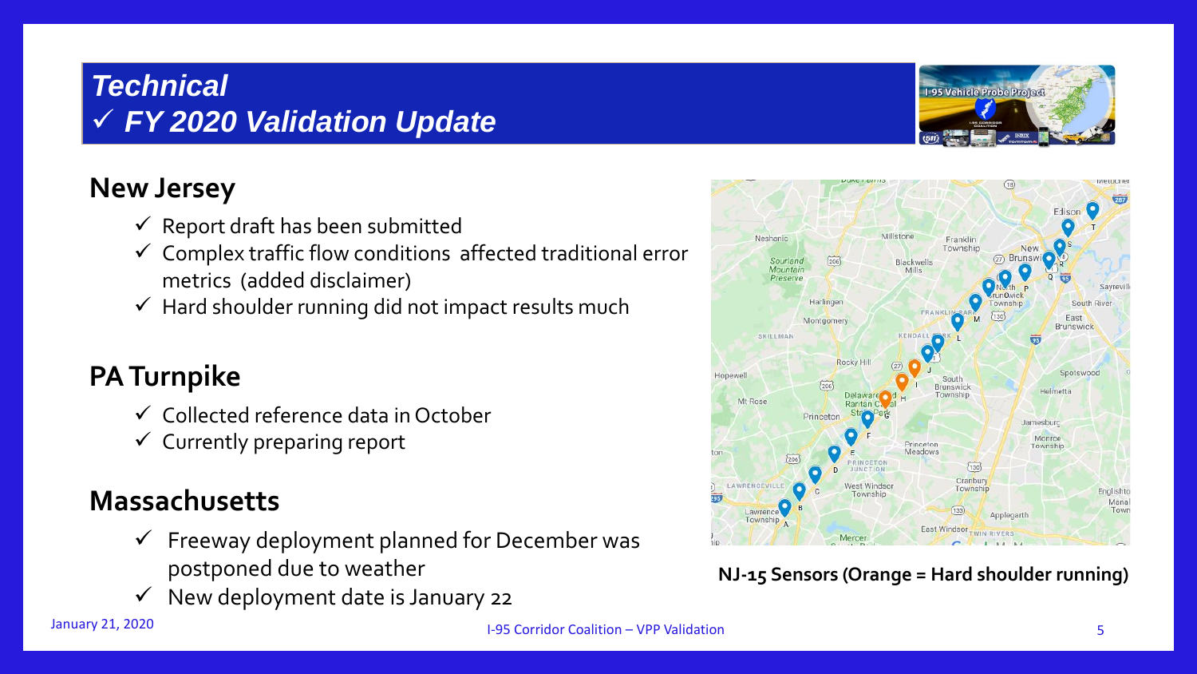# *Technical*

## ✓ *FY 2020 Validation Update*

## New Jersey

- ✓ Report draft has been submitted
- ✓ Complex traffic flow conditions affected traditional error metrics (added disclaimer)
- ✓ Hard shoulder running did not impact results much

## PA Turnpike

- ✓ Collected reference data in October
- ✓ Currently preparing report

## Massachusetts

- ✓ Freeway deployment planned for December was postponed due to weather
- ✓ New deployment date is January 22

**NJ-15 Sensors (Orange = Hard shoulder running)**

January 21, 2020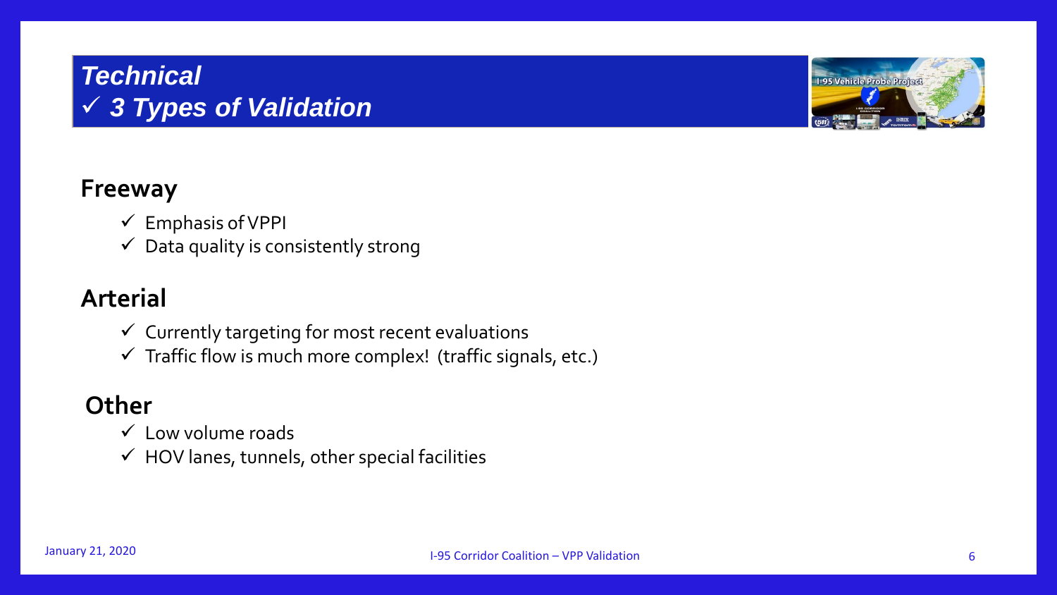## *Technical*
## *✓ 3 Types of Validation*

### Freeway

- ✓ Emphasis of VPPI
- ✓ Data quality is consistently strong

### Arterial

- ✓ Currently targeting for most recent evaluations
- ✓ Traffic flow is much more complex! (traffic signals, etc.)

### Other

- ✓ Low volume roads
- ✓ HOV lanes, tunnels, other special facilities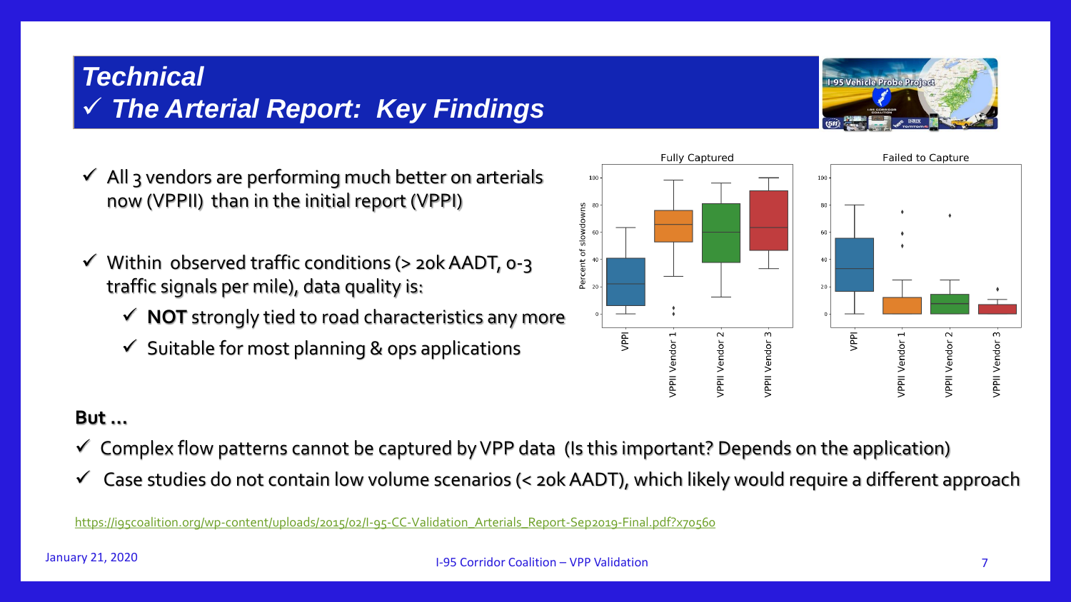# Technical

## ✓ The Arial Report: Key Findings

- ✓ All 3 vendors are performing much better on arterials now (VPPII) than in the initial report (VPPI)
- ✓ Within observed traffic conditions (> 20k AADT, 0-3 traffic signals per mile), data quality is:
  - ✓ **NOT** strongly tied to road characteristics any more
  - ✓ Suitable for most planning & ops applications

**But …**

- ✓ Complex flow patterns cannot be captured by VPP data (Is this important? Depends on the application)
- ✓ Case studies do not contain low volume scenarios (< 20k AADT), which likely would require a different approach

https://i95coalition.org/wp-content/uploads/2015/02/I-95-CC-Validation_Arterials_Report-Sep2019-Final.pdf?x70560

January 21, 2020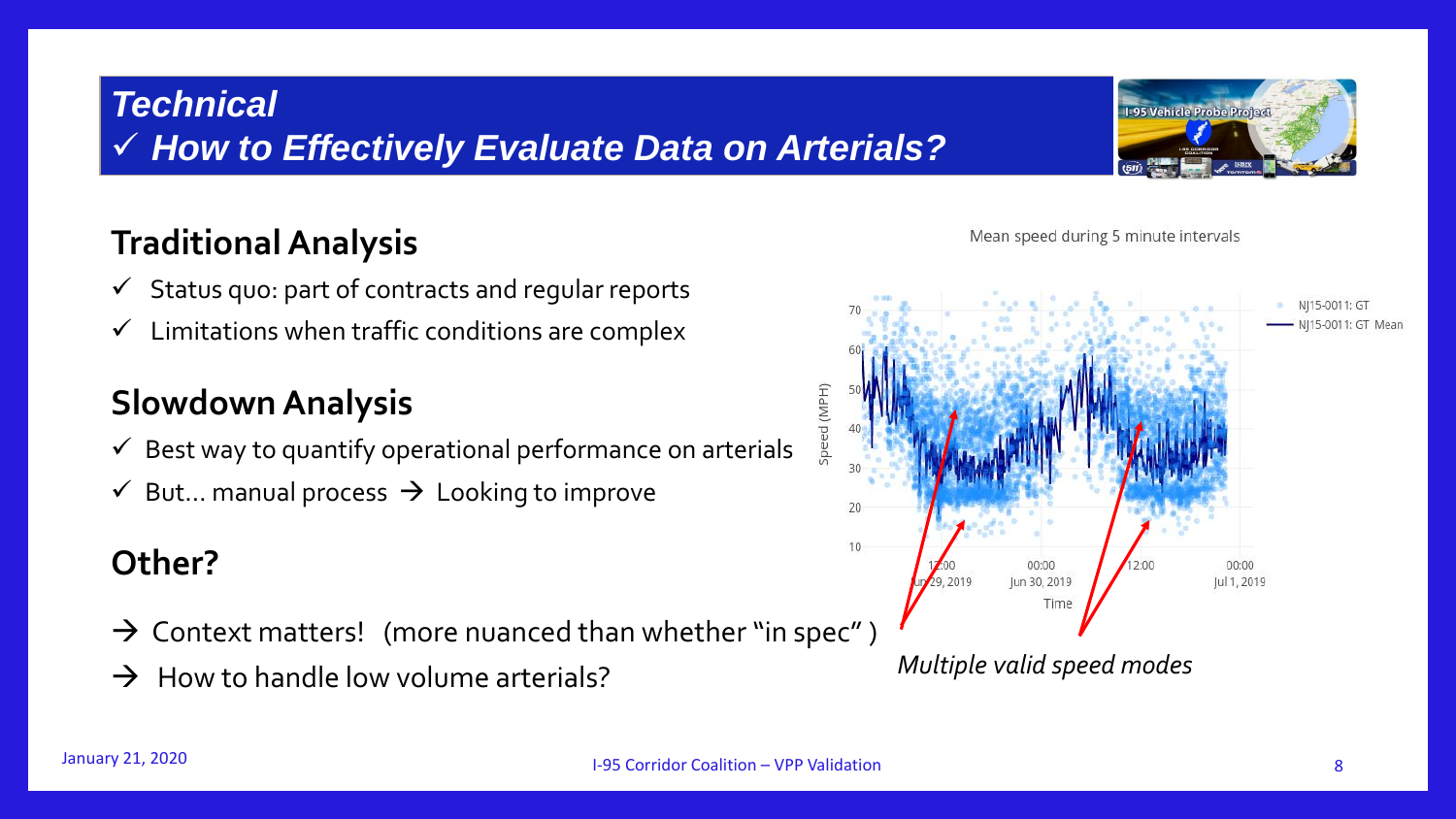## Technical

### ✓ How to Effectively Evaluate Data on Arterials?

## Traditional Analysis

- ✓ Status quo: part of contracts and regular reports
- ✓ Limitations when traffic conditions are complex

## Slowdown Analysis

- ✓ Best way to quantify operational performance on arterials
- ✓ But… manual process → Looking to improve

## Other?

- → Context matters! (more nuanced than whether "in spec" )
- → How to handle low volume arterials?

Mean speed during 5 minute intervals

*Multiple valid speed modes*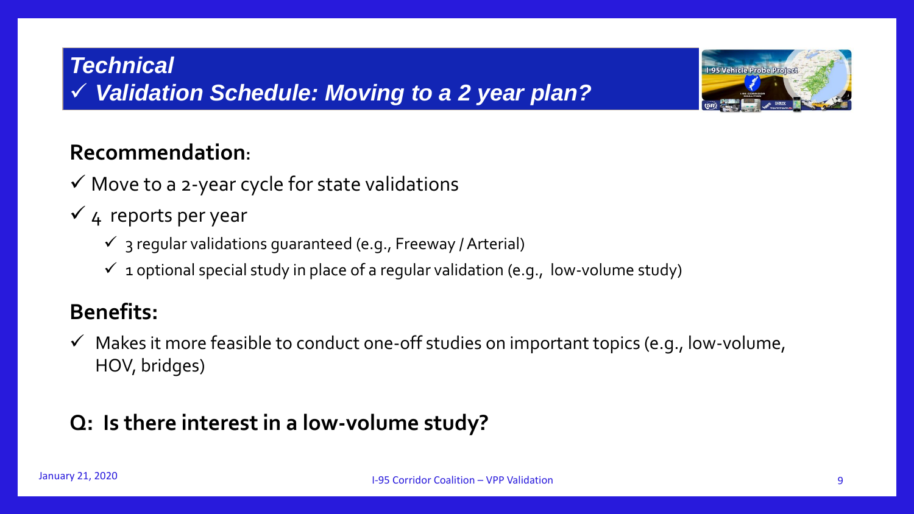## *Technical*

## *✓ Validation Schedule: Moving to a 2 year plan?*

### Recommendation:

- ✓ Move to a 2-year cycle for state validations
- ✓ 4 reports per year
  - ✓ 3 regular validations guaranteed (e.g., Freeway / Arterial)
  - ✓ 1 optional special study in place of a regular validation (e.g., low-volume study)

### Benefits:

- ✓ Makes it more feasible to conduct one-off studies on important topics (e.g., low-volume, HOV, bridges)

### Q: Is there interest in a low-volume study?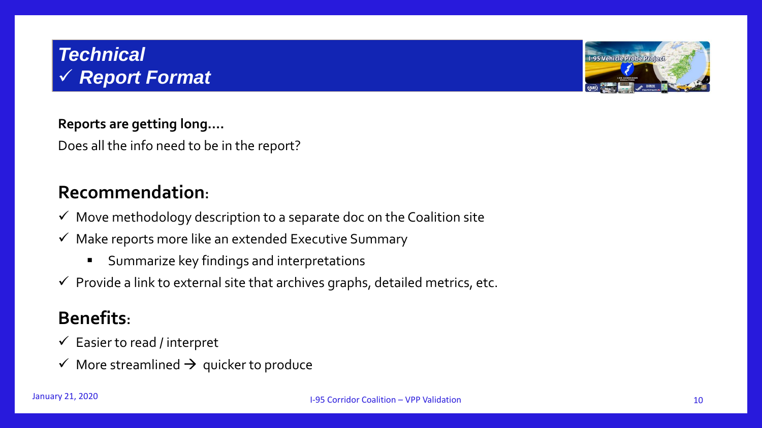# *Technical*
## *✓ Report Format*

**Reports are getting long….**

Does all the info need to be in the report?

## Recommendation:

- ✓ Move methodology description to a separate doc on the Coalition site
- ✓ Make reports more like an extended Executive Summary
  - Summarize key findings and interpretations
- ✓ Provide a link to external site that archives graphs, detailed metrics, etc.

## Benefits:

- ✓ Easier to read / interpret
- ✓ More streamlined → quicker to produce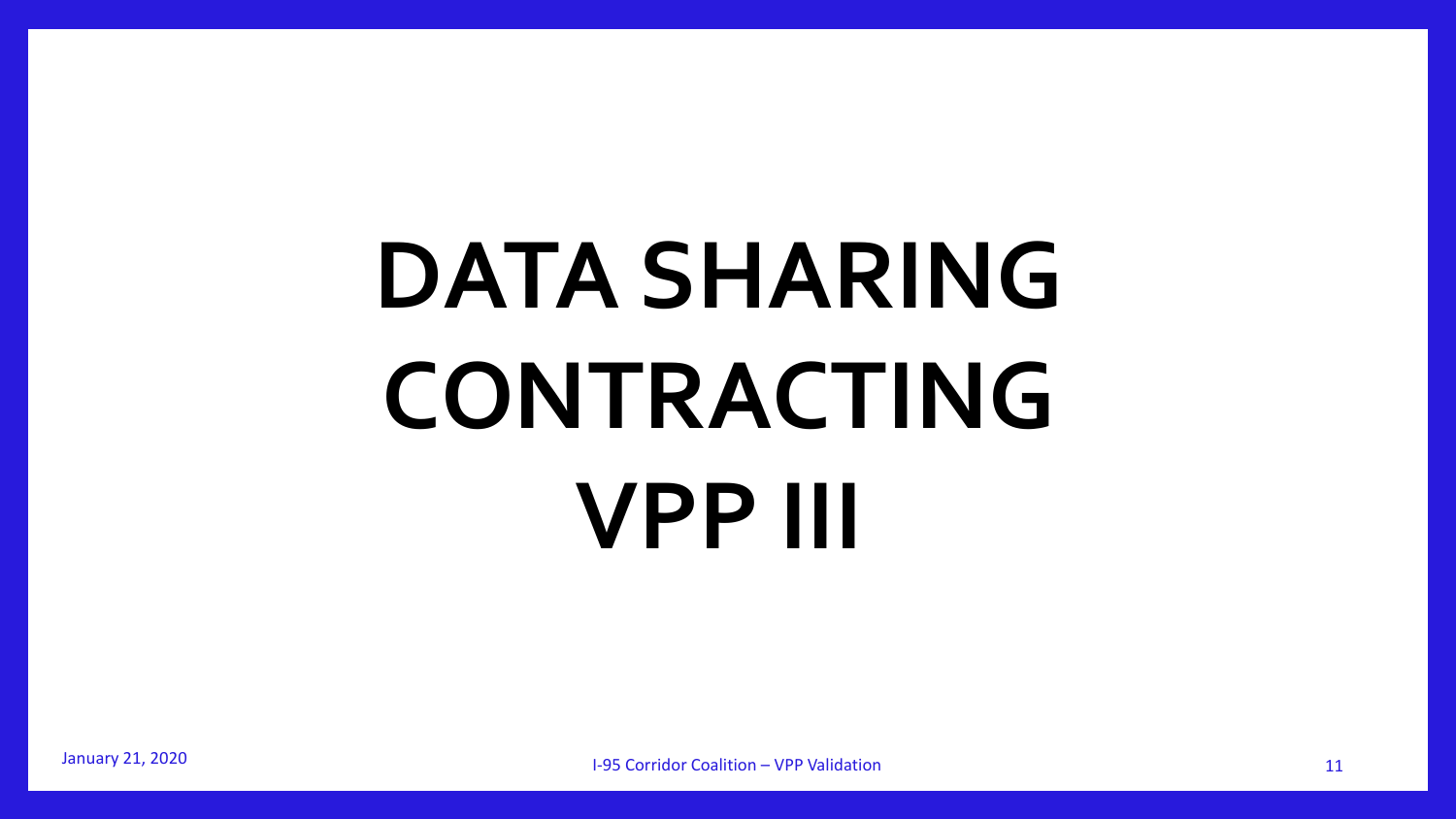# DATA SHARING CONTRACTING VPP III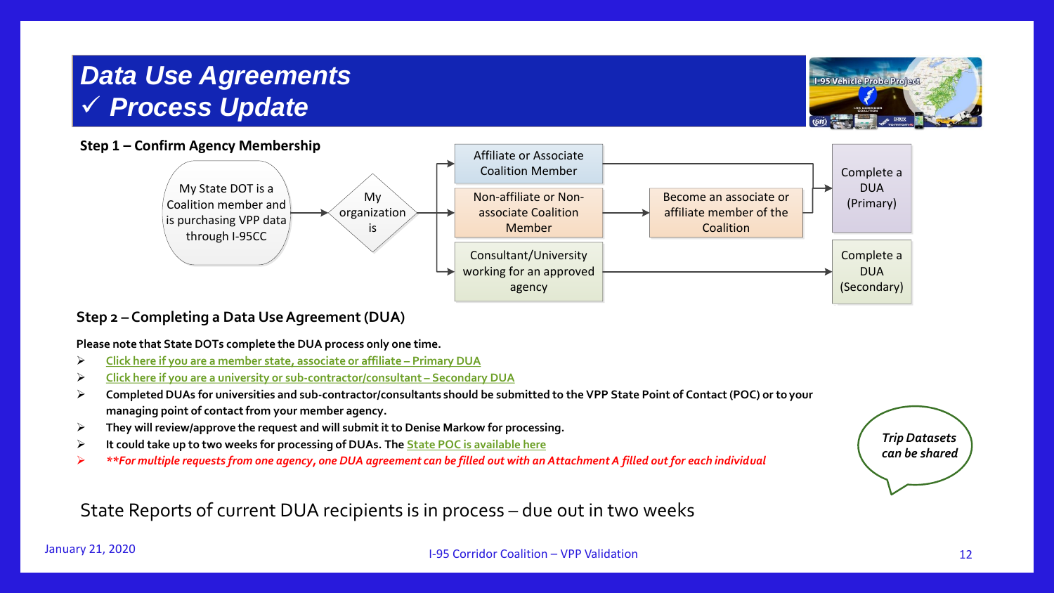# Data Use Agreements
# ✓ Process Update

**Step 1 – Confirm Agency Membership**

My State DOT is a Coalition member and is purchasing VPP data through I-95CC

My organization is

- Affiliate or Associate Coalition Member → Complete a DUA (Primary)
- Non-affiliate or Non-associate Coalition Member → Become an associate or affiliate member of the Coalition → Complete a DUA (Primary)
- Consultant/University working for an approved agency → Complete a DUA (Secondary)

**Step 2 – Completing a Data Use Agreement (DUA)**

**Please note that State DOTs complete the DUA process only one time.**

- Click here if you are a member state, associate or affiliate – Primary DUA
- Click here if you are a university or sub-contractor/consultant – Secondary DUA
- **Completed DUAs for universities and sub-contractor/consultants should be submitted to the VPP State Point of Contact (POC) or to your managing point of contact from your member agency.**
- **They will review/approve the request and will submit it to Denise Markow for processing.**
- **It could take up to two weeks for processing of DUAs. The** State POC is available here
- ***\*\*For multiple requests from one agency, one DUA agreement can be filled out with an Attachment A filled out for each individual***

*Trip Datasets can be shared*

State Reports of current DUA recipients is in process – due out in two weeks

January 21, 2020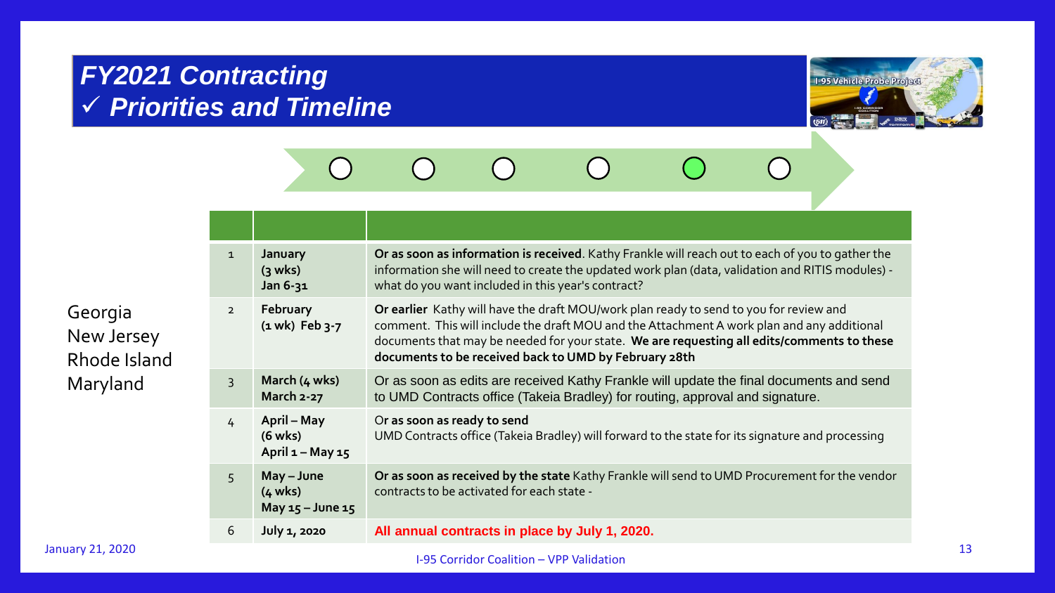# FY2021 Contracting
## ✓ Priorities and Timeline

Georgia
New Jersey
Rhode Island
Maryland

| | | |
|---|---|---|
| 1 | **January (3 wks) Jan 6-31** | **Or as soon as information is received**. Kathy Frankle will reach out to each of you to gather the information she will need to create the updated work plan (data, validation and RITIS modules) - what do you want included in this year's contract? |
| 2 | **February (1 wk) Feb 3-7** | **Or earlier** Kathy will have the draft MOU/work plan ready to send to you for review and comment. This will include the draft MOU and the Attachment A work plan and any additional documents that may be needed for your state. **We are requesting all edits/comments to these documents to be received back to UMD by February 28th** |
| 3 | **March (4 wks) March 2-27** | Or as soon as edits are received Kathy Frankle will update the final documents and send to UMD Contracts office (Takeia Bradley) for routing, approval and signature. |
| 4 | **April – May (6 wks) April 1 – May 15** | Or **as soon as ready to send** UMD Contracts office (Takeia Bradley) will forward to the state for its signature and processing |
| 5 | **May – June (4 wks) May 15 – June 15** | **Or as soon as received by the state** Kathy Frankle will send to UMD Procurement for the vendor contracts to be activated for each state - |
| 6 | **July 1, 2020** | **All annual contracts in place by July 1, 2020.** |

January 21, 2020

I-95 Corridor Coalition – VPP Validation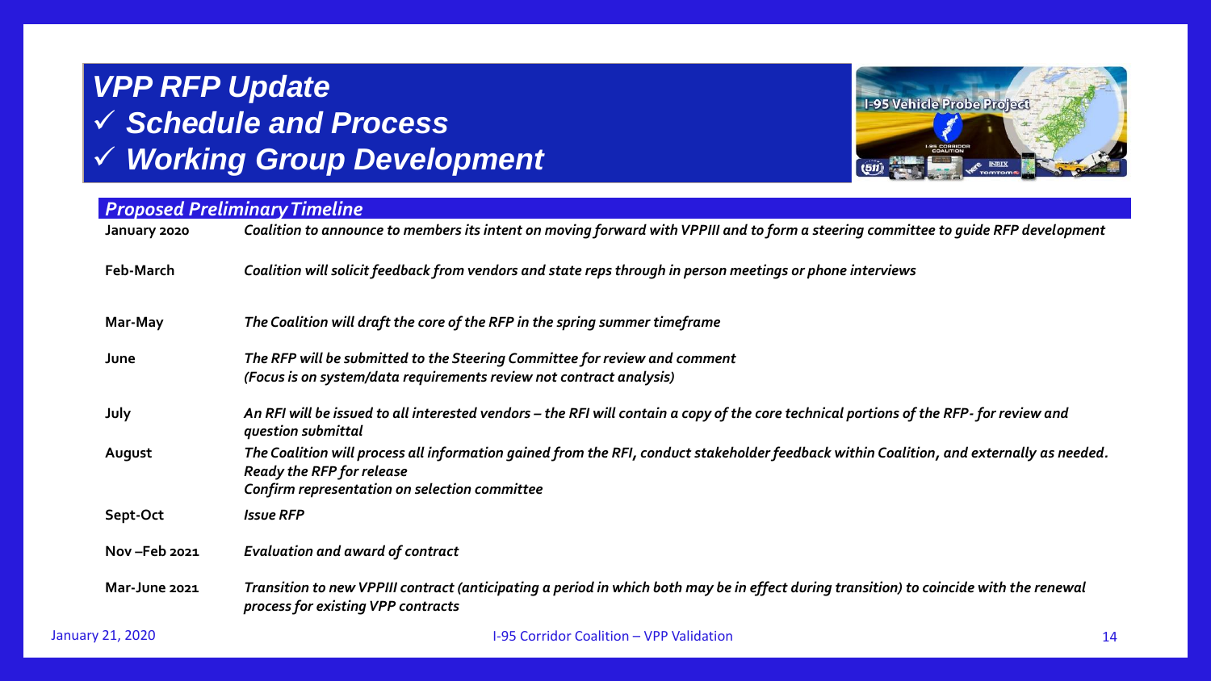# VPP RFP Update

## ✓ Schedule and Process

## ✓ Working Group Development

### *Proposed Preliminary Timeline*

| | |
|---|---|
| **January 2020** | *Coalition to announce to members its intent on moving forward with VPPIII and to form a steering committee to guide RFP development* |
| **Feb-March** | *Coalition will solicit feedback from vendors and state reps through in person meetings or phone interviews* |
| **Mar-May** | *The Coalition will draft the core of the RFP in the spring summer timeframe* |
| **June** | *The RFP will be submitted to the Steering Committee for review and comment*<br>*(Focus is on system/data requirements review not contract analysis)* |
| **July** | *An RFI will be issued to all interested vendors – the RFI will contain a copy of the core technical portions of the RFP- for review and question submittal* |
| **August** | *The Coalition will process all information gained from the RFI, conduct stakeholder feedback within Coalition, and externally as needed.*<br>*Ready the RFP for release*<br>*Confirm representation on selection committee* |
| **Sept-Oct** | *Issue RFP* |
| **Nov –Feb 2021** | *Evaluation and award of contract* |
| **Mar-June 2021** | *Transition to new VPPIII contract (anticipating a period in which both may be in effect during transition) to coincide with the renewal process for existing VPP contracts* |

January 21, 2020 — I-95 Corridor Coalition – VPP Validation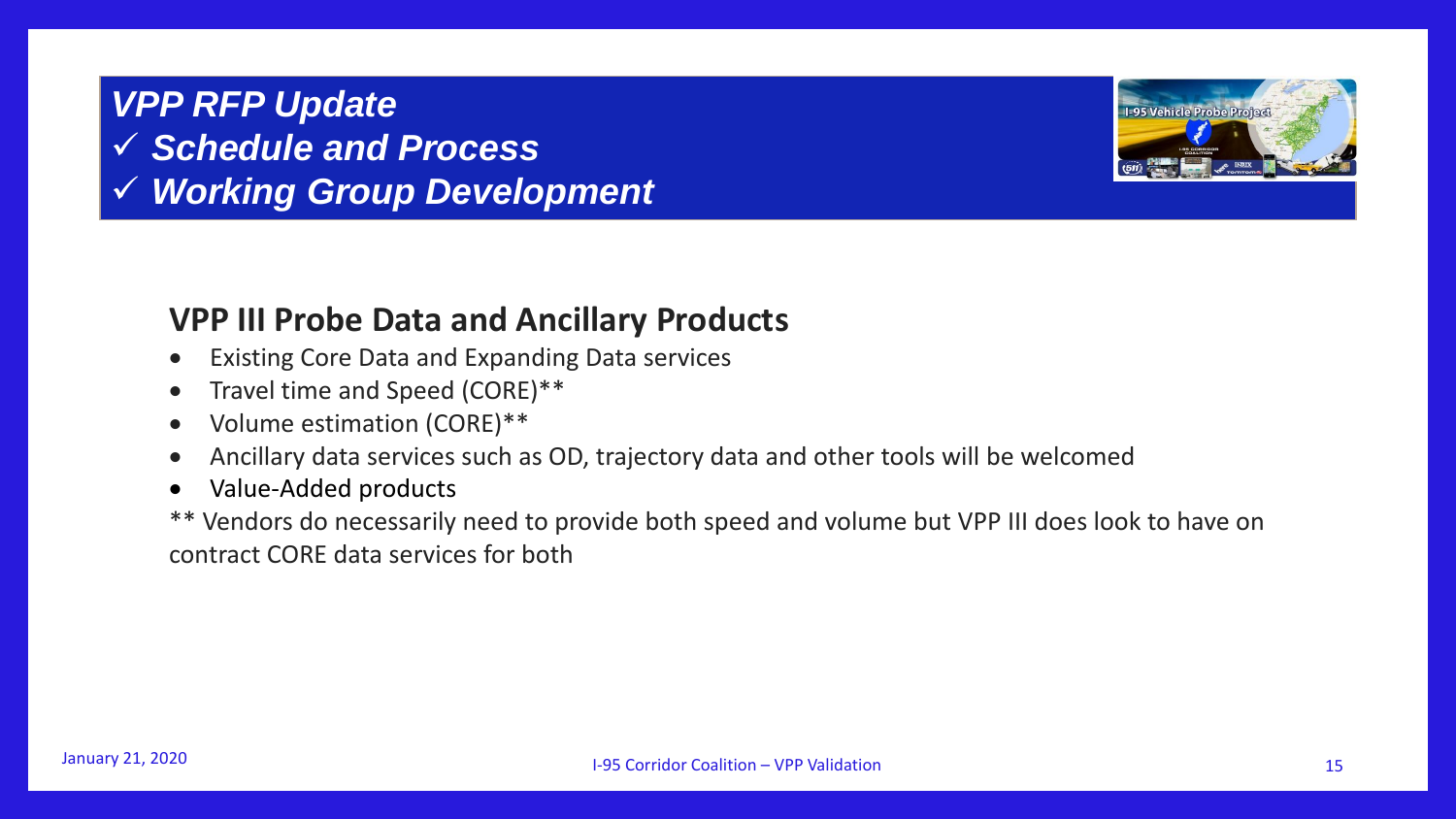# *VPP RFP Update*

- ✓ ***Schedule and Process***
- ✓ ***Working Group Development***

## VPP III Probe Data and Ancillary Products

- Existing Core Data and Expanding Data services
- Travel time and Speed (CORE)**
- Volume estimation (CORE)**
- Ancillary data services such as OD, trajectory data and other tools will be welcomed
- Value-Added products

** Vendors do necessarily need to provide both speed and volume but VPP III does look to have on contract CORE data services for both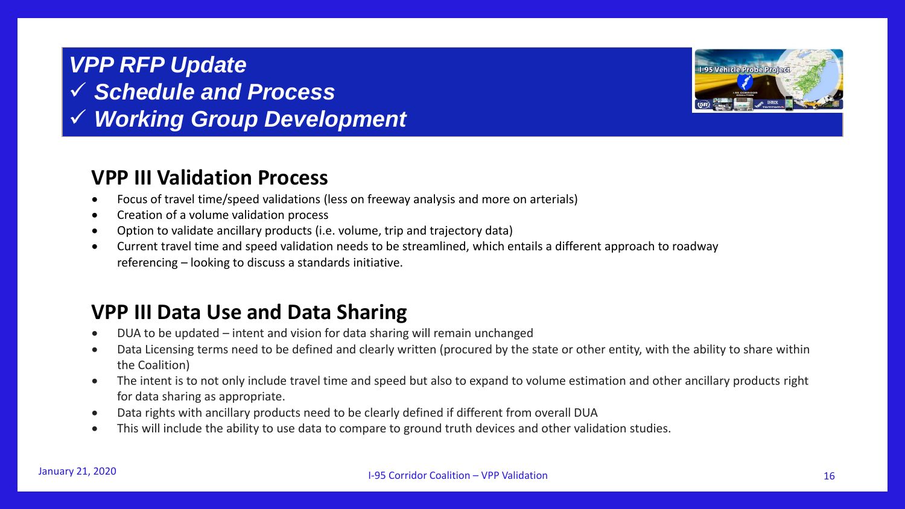*VPP RFP Update*
- ✓ *Schedule and Process*
- ✓ *Working Group Development*

## VPP III Validation Process

- Focus of travel time/speed validations (less on freeway analysis and more on arterials)
- Creation of a volume validation process
- Option to validate ancillary products (i.e. volume, trip and trajectory data)
- Current travel time and speed validation needs to be streamlined, which entails a different approach to roadway referencing – looking to discuss a standards initiative.

## VPP III Data Use and Data Sharing

- DUA to be updated – intent and vision for data sharing will remain unchanged
- Data Licensing terms need to be defined and clearly written (procured by the state or other entity, with the ability to share within the Coalition)
- The intent is to not only include travel time and speed but also to expand to volume estimation and other ancillary products right for data sharing as appropriate.
- Data rights with ancillary products need to be clearly defined if different from overall DUA
- This will include the ability to use data to compare to ground truth devices and other validation studies.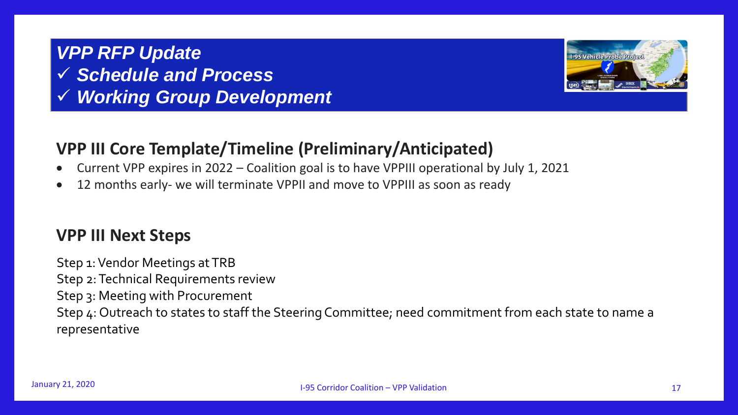# *VPP RFP Update*

*✓ Schedule and Process*

*✓ Working Group Development*

## VPP III Core Template/Timeline (Preliminary/Anticipated)

- Current VPP expires in 2022 – Coalition goal is to have VPPIII operational by July 1, 2021
- 12 months early- we will terminate VPPII and move to VPPIII as soon as ready

## VPP III Next Steps

Step 1: Vendor Meetings at TRB
Step 2: Technical Requirements review
Step 3: Meeting with Procurement
Step 4: Outreach to states to staff the Steering Committee; need commitment from each state to name a representative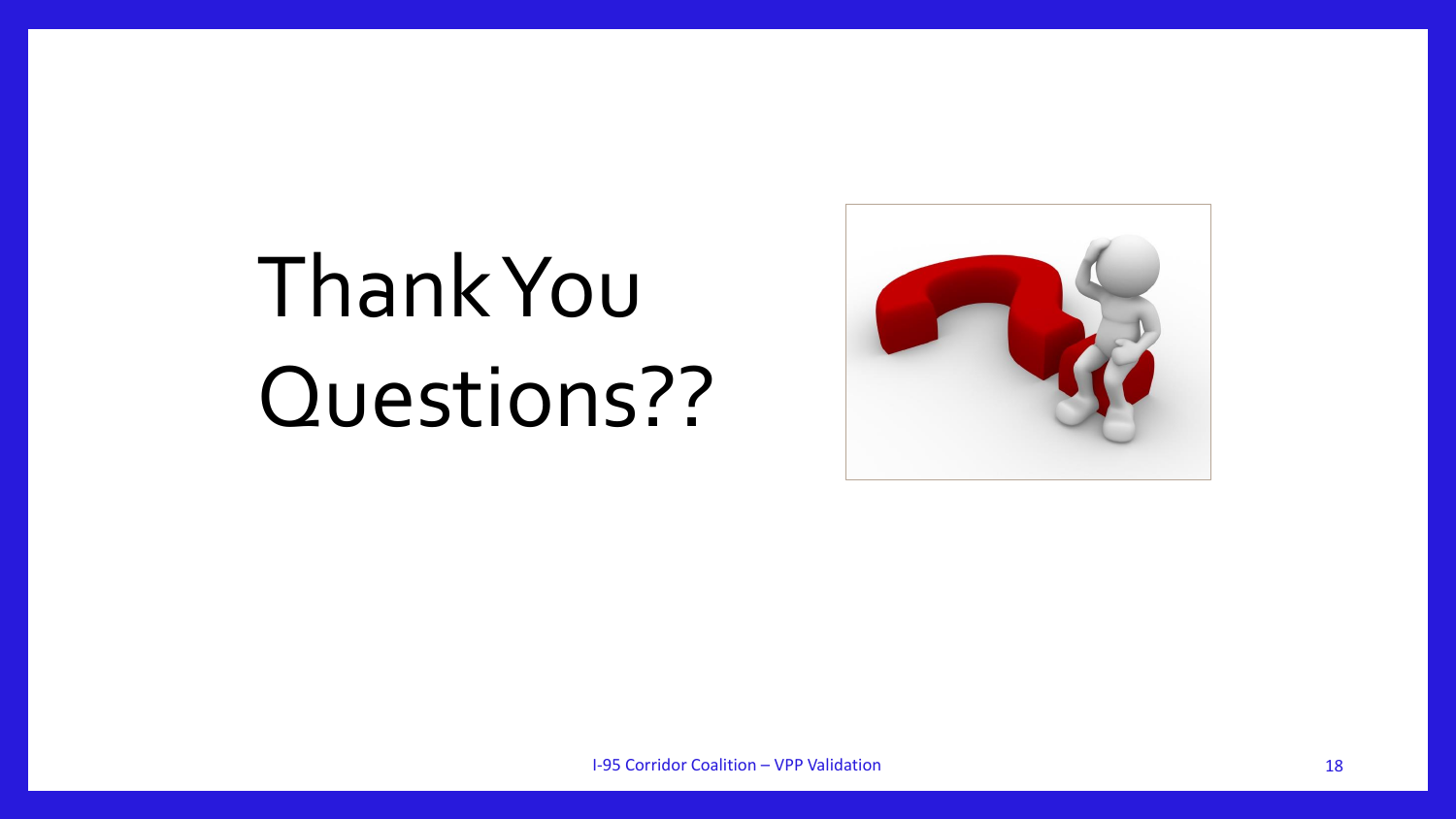# Thank You
# Questions??